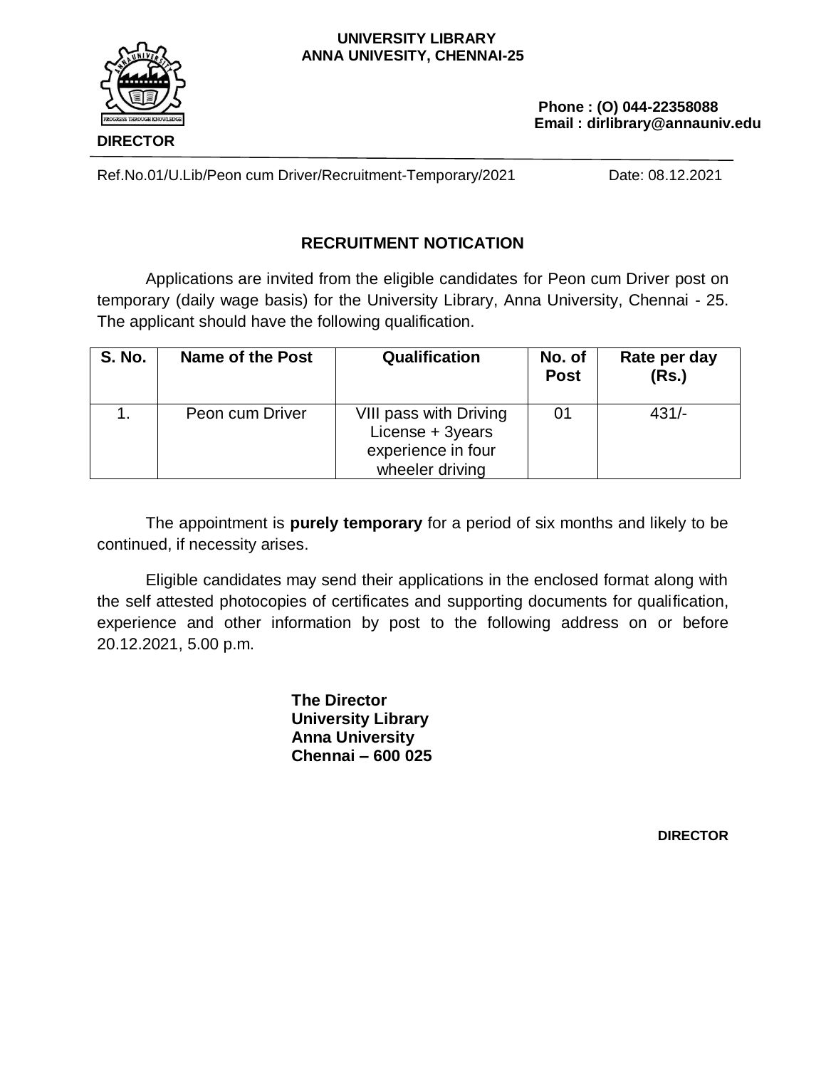**UNIVERSITY LIBRARY**
**ANNA UNIVESITY, CHENNAI-25**

**DIRECTOR**

**Phone : (O) 044-22358088**
**Email : dirlibrary@annauniv.edu**

Ref.No.01/U.Lib/Peon cum Driver/Recruitment-Temporary/2021 Date: 08.12.2021

## RECRUITMENT NOTICATION

Applications are invited from the eligible candidates for Peon cum Driver post on temporary (daily wage basis) for the University Library, Anna University, Chennai - 25. The applicant should have the following qualification.

| S. No. | Name of the Post | Qualification | No. of Post | Rate per day (Rs.) |
|---|---|---|---|---|
| 1. | Peon cum Driver | VIII pass with Driving License + 3years experience in four wheeler driving | 01 | 431/- |

The appointment is **purely temporary** for a period of six months and likely to be continued, if necessity arises.

Eligible candidates may send their applications in the enclosed format along with the self attested photocopies of certificates and supporting documents for qualification, experience and other information by post to the following address on or before 20.12.2021, 5.00 p.m.

**The Director**
**University Library**
**Anna University**
**Chennai – 600 025**

**DIRECTOR**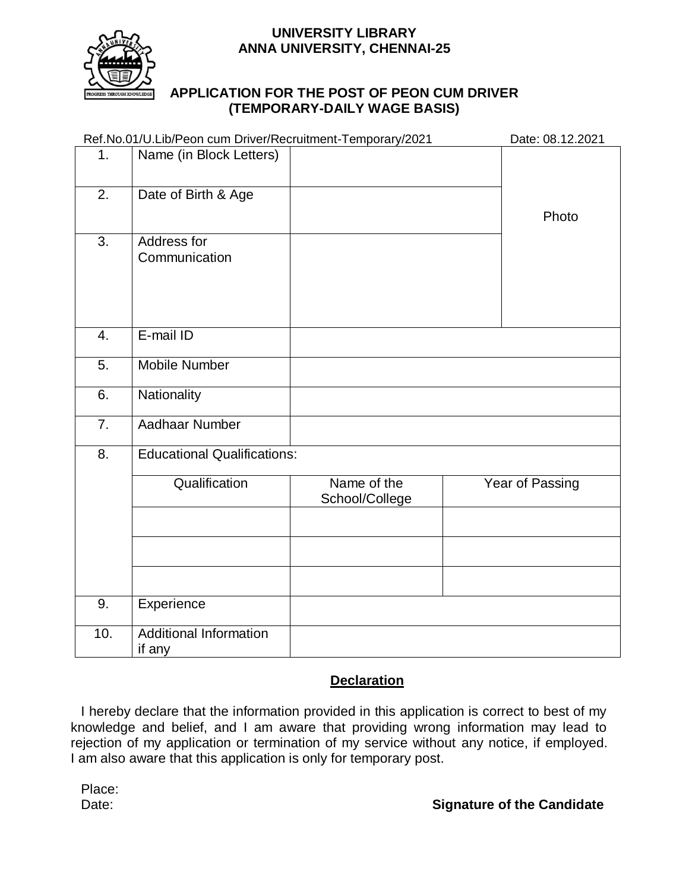**UNIVERSITY LIBRARY**
**ANNA UNIVERSITY, CHENNAI-25**

PROGRESS THROUGH KNOWLEDGE

## APPLICATION FOR THE POST OF PEON CUM DRIVER (TEMPORARY-DAILY WAGE BASIS)

Ref.No.01/U.Lib/Peon cum Driver/Recruitment-Temporary/2021 Date: 08.12.2021

| | | | | Photo |
|---|---|---|---|---|
| 1. | Name (in Block Letters) | | | |
| 2. | Date of Birth & Age | | | |
| 3. | Address for Communication | | | |
| 4. | E-mail ID | | | |
| 5. | Mobile Number | | | |
| 6. | Nationality | | | |
| 7. | Aadhaar Number | | | |
| 8. | Educational Qualifications: | | | |
| | Qualification | Name of the School/College | Year of Passing | |
| | | | | |
| | | | | |
| | | | | |
| 9. | Experience | | | |
| 10. | Additional Information if any | | | |

**Declaration**

I hereby declare that the information provided in this application is correct to best of my knowledge and belief, and I am aware that providing wrong information may lead to rejection of my application or termination of my service without any notice, if employed. I am also aware that this application is only for temporary post.

Place:

Date: **Signature of the Candidate**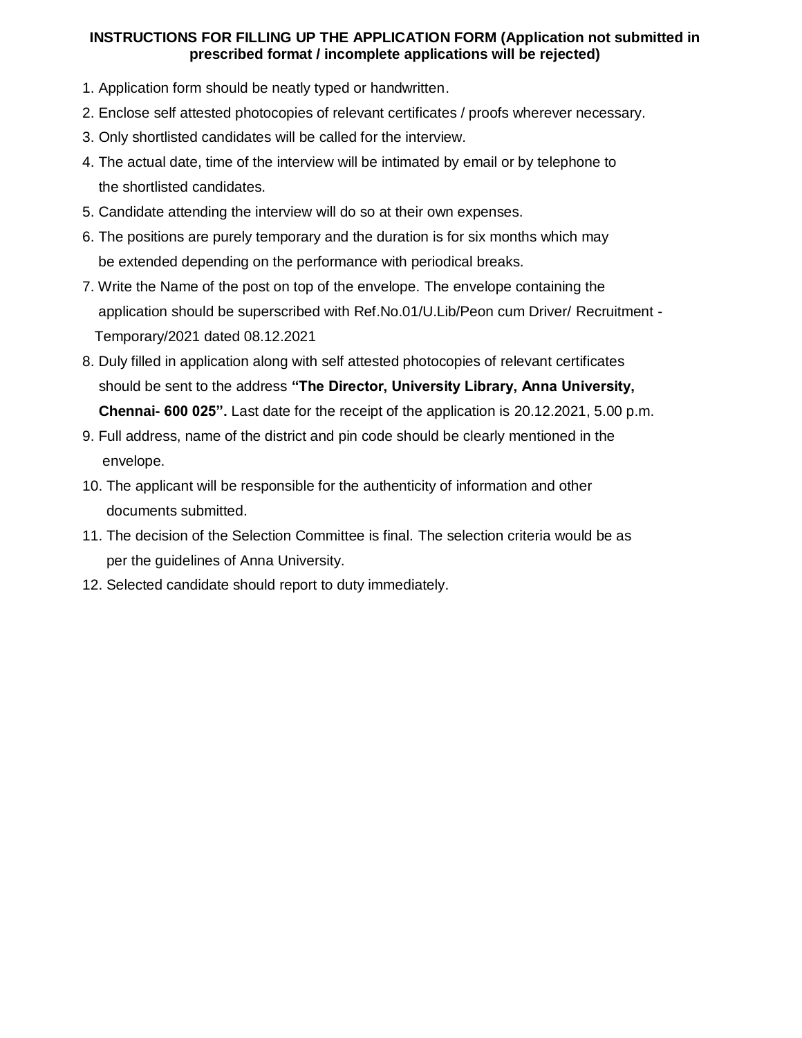**INSTRUCTIONS FOR FILLING UP THE APPLICATION FORM (Application not submitted in prescribed format / incomplete applications will be rejected)**

1. Application form should be neatly typed or handwritten.
2. Enclose self attested photocopies of relevant certificates / proofs wherever necessary.
3. Only shortlisted candidates will be called for the interview.
4. The actual date, time of the interview will be intimated by email or by telephone to the shortlisted candidates.
5. Candidate attending the interview will do so at their own expenses.
6. The positions are purely temporary and the duration is for six months which may be extended depending on the performance with periodical breaks.
7. Write the Name of the post on top of the envelope. The envelope containing the application should be superscribed with Ref.No.01/U.Lib/Peon cum Driver/ Recruitment - Temporary/2021 dated 08.12.2021
8. Duly filled in application along with self attested photocopies of relevant certificates should be sent to the address **"The Director, University Library, Anna University, Chennai- 600 025".** Last date for the receipt of the application is 20.12.2021, 5.00 p.m.
9. Full address, name of the district and pin code should be clearly mentioned in the envelope.
10. The applicant will be responsible for the authenticity of information and other documents submitted.
11. The decision of the Selection Committee is final. The selection criteria would be as per the guidelines of Anna University.
12. Selected candidate should report to duty immediately.